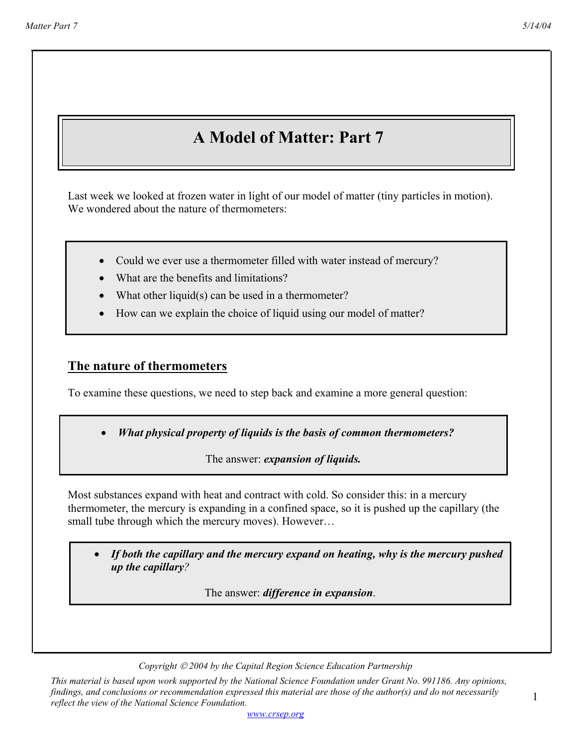# A Model of Matter: Part 7

Last week we looked at frozen water in light of our model of matter (tiny particles in motion). We wondered about the nature of thermometers:

- Could we ever use a thermometer filled with water instead of mercury?
- What are the benefits and limitations?
- What other liquid(s) can be used in a thermometer?
- How can we explain the choice of liquid using our model of matter?

## The nature of thermometers

To examine these questions, we need to step back and examine a more general question:

- ***What physical property of liquids is the basis of common thermometers?***

The answer: ***expansion of liquids.***

Most substances expand with heat and contract with cold. So consider this: in a mercury thermometer, the mercury is expanding in a confined space, so it is pushed up the capillary (the small tube through which the mercury moves). However…

- ***If both the capillary and the mercury expand on heating, why is the mercury pushed up the capillary****?*

The answer: ***difference in expansion***.

*Copyright © 2004 by the Capital Region Science Education Partnership*

*This material is based upon work supported by the National Science Foundation under Grant No. 991186. Any opinions, findings, and conclusions or recommendation expressed this material are those of the author(s) and do not necessarily reflect the view of the National Science Foundation.*

www.crsep.org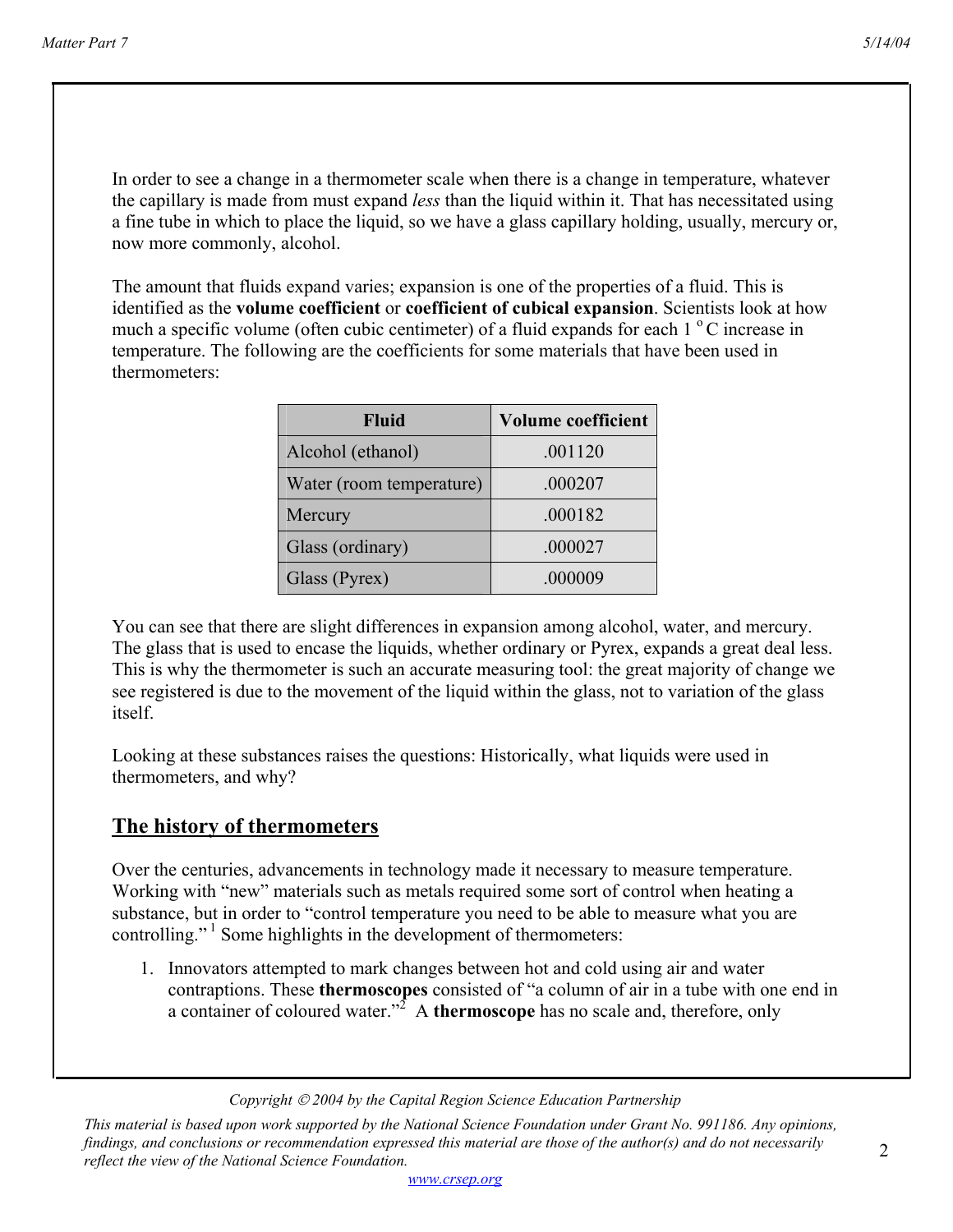In order to see a change in a thermometer scale when there is a change in temperature, whatever the capillary is made from must expand *less* than the liquid within it. That has necessitated using a fine tube in which to place the liquid, so we have a glass capillary holding, usually, mercury or, now more commonly, alcohol.

The amount that fluids expand varies; expansion is one of the properties of a fluid. This is identified as the **volume coefficient** or **coefficient of cubical expansion**. Scientists look at how much a specific volume (often cubic centimeter) of a fluid expands for each 1 $^{o}$C increase in temperature. The following are the coefficients for some materials that have been used in thermometers:

| Fluid | Volume coefficient |
|---|---|
| Alcohol (ethanol) | .001120 |
| Water (room temperature) | .000207 |
| Mercury | .000182 |
| Glass (ordinary) | .000027 |
| Glass (Pyrex) | .000009 |

You can see that there are slight differences in expansion among alcohol, water, and mercury. The glass that is used to encase the liquids, whether ordinary or Pyrex, expands a great deal less. This is why the thermometer is such an accurate measuring tool: the great majority of change we see registered is due to the movement of the liquid within the glass, not to variation of the glass itself.

Looking at these substances raises the questions: Historically, what liquids were used in thermometers, and why?

## The history of thermometers

Over the centuries, advancements in technology made it necessary to measure temperature. Working with "new" materials such as metals required some sort of control when heating a substance, but in order to "control temperature you need to be able to measure what you are controlling." [1] Some highlights in the development of thermometers:

1. Innovators attempted to mark changes between hot and cold using air and water contraptions. These **thermoscopes** consisted of "a column of air in a tube with one end in a container of coloured water." [2] A **thermoscope** has no scale and, therefore, only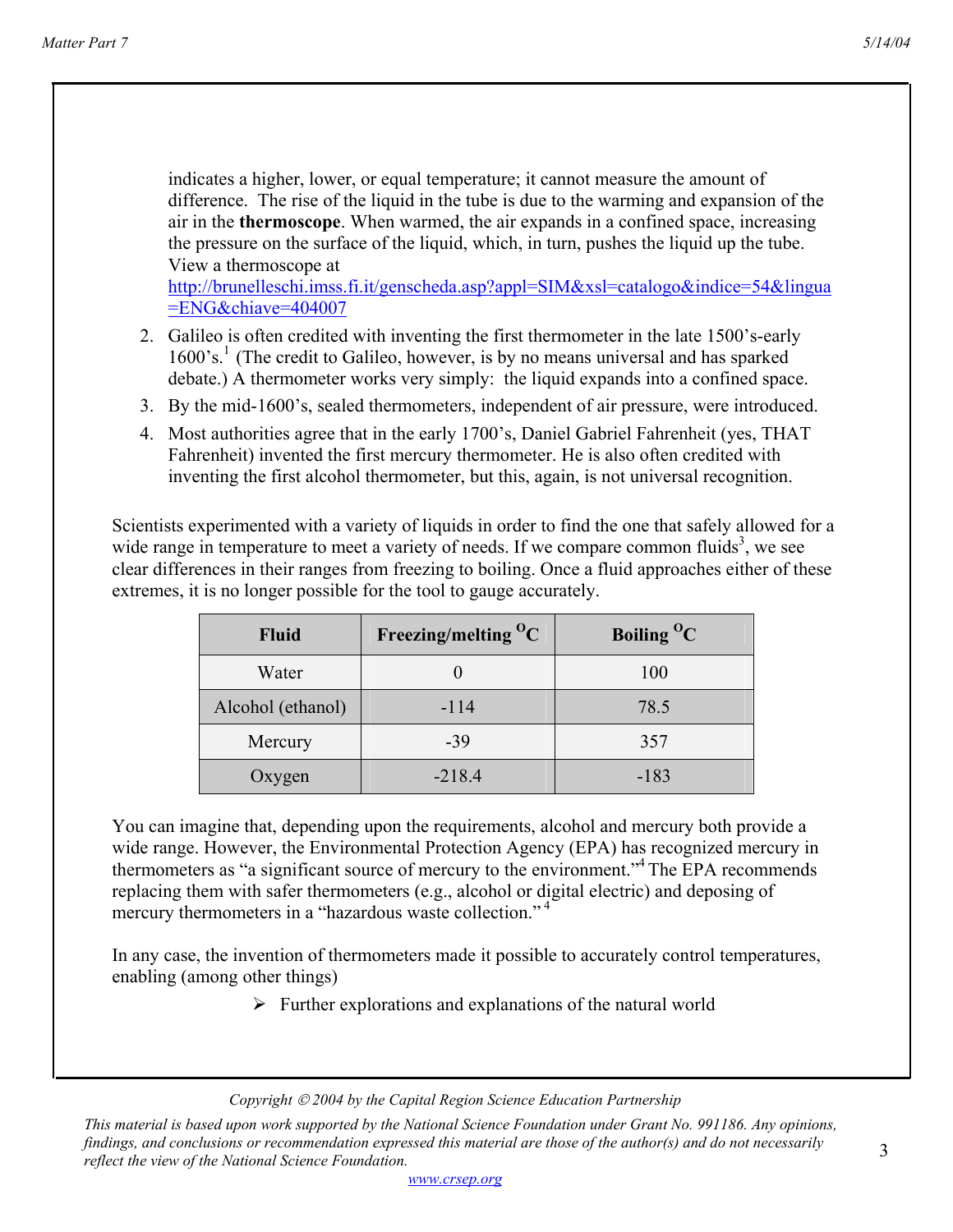indicates a higher, lower, or equal temperature; it cannot measure the amount of difference. The rise of the liquid in the tube is due to the warming and expansion of the air in the **thermoscope**. When warmed, the air expands in a confined space, increasing the pressure on the surface of the liquid, which, in turn, pushes the liquid up the tube. View a thermoscope at http://brunelleschi.imss.fi.it/genscheda.asp?appl=SIM&xsl=catalogo&indice=54&lingua=ENG&chiave=404007

2. Galileo is often credited with inventing the first thermometer in the late 1500's-early 1600's.[1] (The credit to Galileo, however, is by no means universal and has sparked debate.) A thermometer works very simply: the liquid expands into a confined space.
3. By the mid-1600's, sealed thermometers, independent of air pressure, were introduced.
4. Most authorities agree that in the early 1700's, Daniel Gabriel Fahrenheit (yes, THAT Fahrenheit) invented the first mercury thermometer. He is also often credited with inventing the first alcohol thermometer, but this, again, is not universal recognition.

Scientists experimented with a variety of liquids in order to find the one that safely allowed for a wide range in temperature to meet a variety of needs. If we compare common fluids[3], we see clear differences in their ranges from freezing to boiling. Once a fluid approaches either of these extremes, it is no longer possible for the tool to gauge accurately.

| Fluid | Freezing/melting $^{O}C$ | Boiling $^{O}C$ |
|---|---|---|
| Water | 0 | 100 |
| Alcohol (ethanol) | -114 | 78.5 |
| Mercury | -39 | 357 |
| Oxygen | -218.4 | -183 |

You can imagine that, depending upon the requirements, alcohol and mercury both provide a wide range. However, the Environmental Protection Agency (EPA) has recognized mercury in thermometers as "a significant source of mercury to the environment."[4] The EPA recommends replacing them with safer thermometers (e.g., alcohol or digital electric) and deposing of mercury thermometers in a "hazardous waste collection."[4]

In any case, the invention of thermometers made it possible to accurately control temperatures, enabling (among other things)

- Further explorations and explanations of the natural world

Copyright © 2004 by the Capital Region Science Education Partnership

*This material is based upon work supported by the National Science Foundation under Grant No. 991186. Any opinions, findings, and conclusions or recommendation expressed this material are those of the author(s) and do not necessarily reflect the view of the National Science Foundation.*

www.crsep.org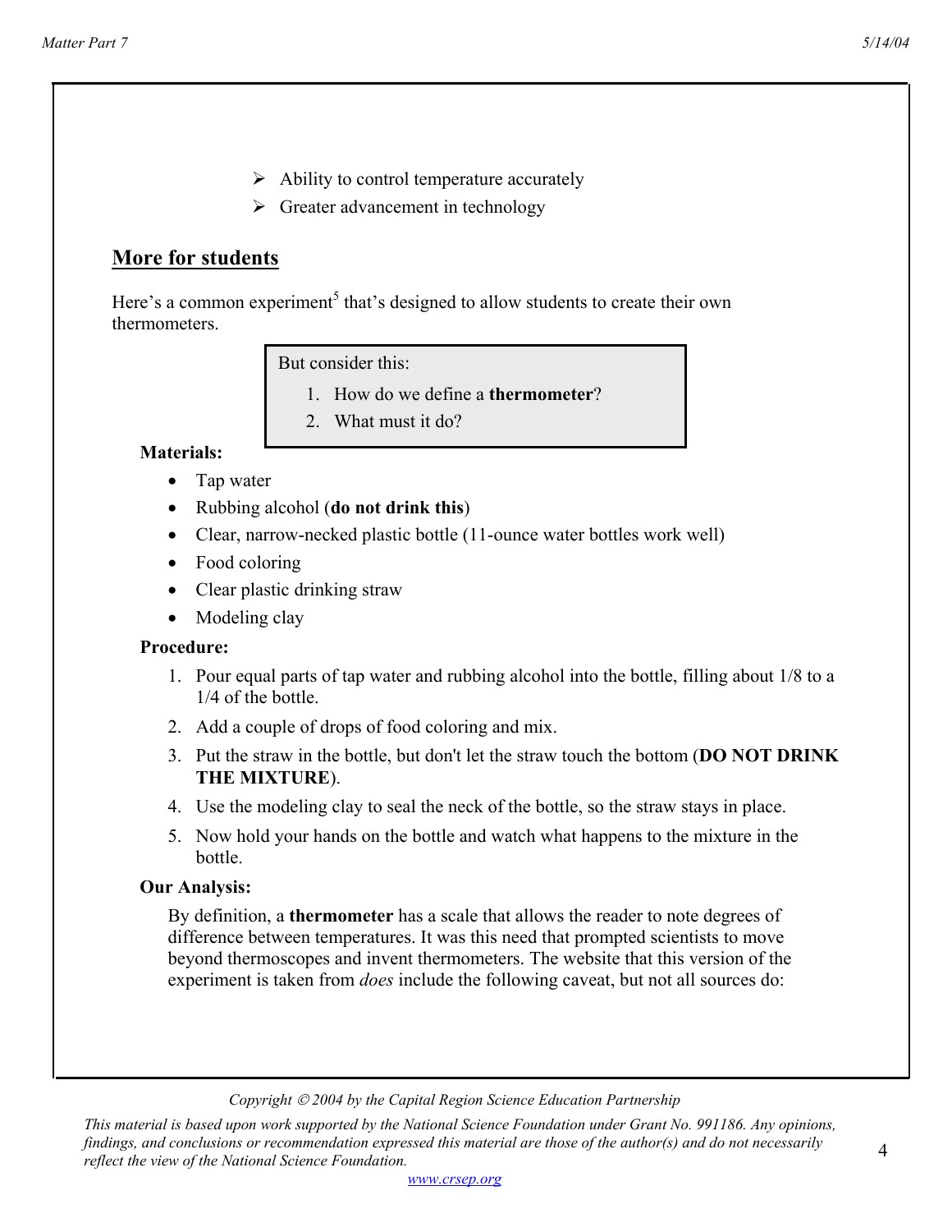- Ability to control temperature accurately
- Greater advancement in technology

## More for students

Here's a common experiment[5] that's designed to allow students to create their own thermometers.

> But consider this:
>
> 1. How do we define a **thermometer**?
> 2. What must it do?

**Materials:**

- Tap water
- Rubbing alcohol (**do not drink this**)
- Clear, narrow-necked plastic bottle (11-ounce water bottles work well)
- Food coloring
- Clear plastic drinking straw
- Modeling clay

**Procedure:**

1. Pour equal parts of tap water and rubbing alcohol into the bottle, filling about 1/8 to a 1/4 of the bottle.
2. Add a couple of drops of food coloring and mix.
3. Put the straw in the bottle, but don't let the straw touch the bottom (**DO NOT DRINK THE MIXTURE**).
4. Use the modeling clay to seal the neck of the bottle, so the straw stays in place.
5. Now hold your hands on the bottle and watch what happens to the mixture in the bottle.

**Our Analysis:**

By definition, a **thermometer** has a scale that allows the reader to note degrees of difference between temperatures. It was this need that prompted scientists to move beyond thermoscopes and invent thermometers. The website that this version of the experiment is taken from *does* include the following caveat, but not all sources do:

*Copyright © 2004 by the Capital Region Science Education Partnership*

*This material is based upon work supported by the National Science Foundation under Grant No. 991186. Any opinions, findings, and conclusions or recommendation expressed this material are those of the author(s) and do not necessarily reflect the view of the National Science Foundation.*

www.crsep.org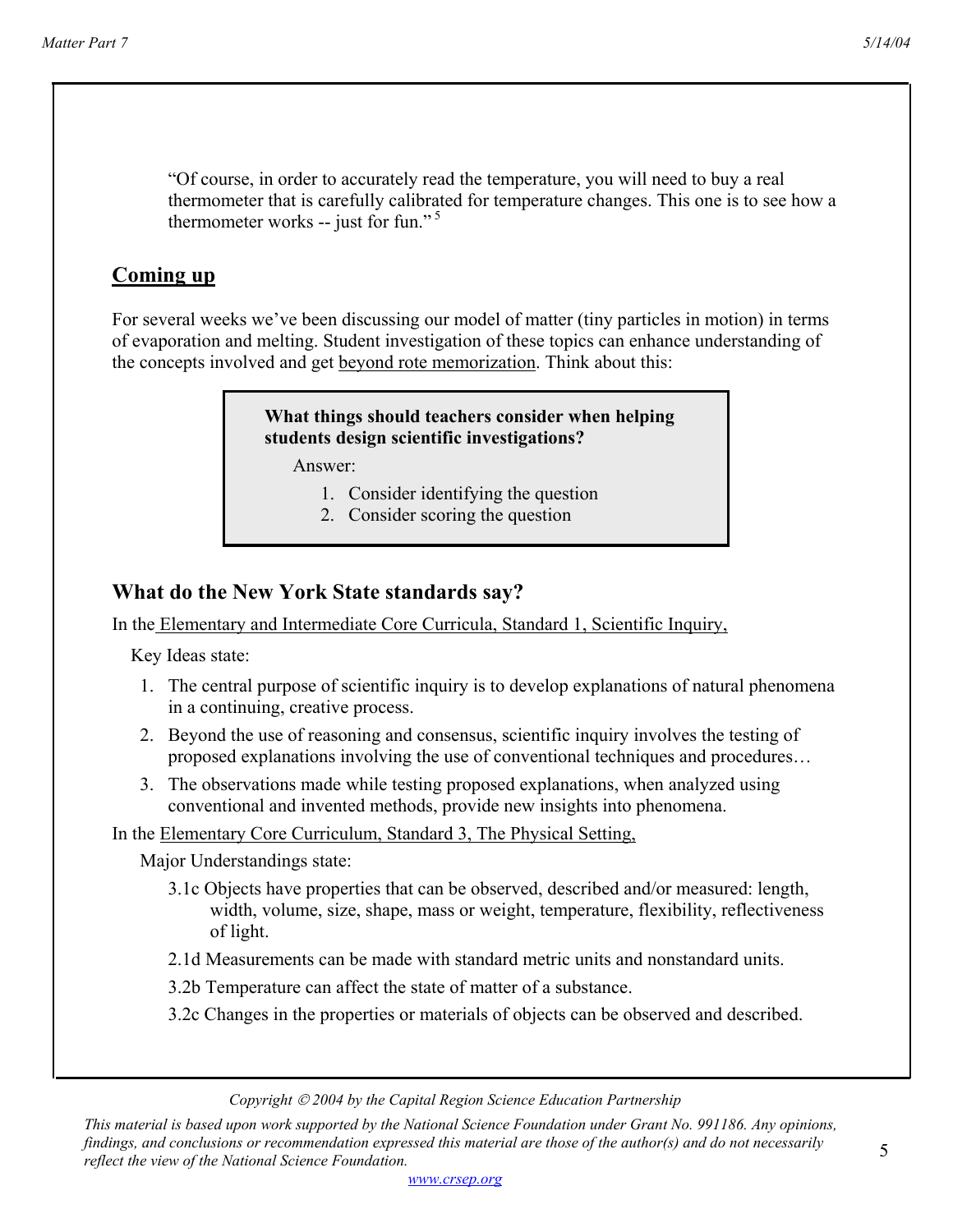"Of course, in order to accurately read the temperature, you will need to buy a real thermometer that is carefully calibrated for temperature changes. This one is to see how a thermometer works -- just for fun." [5]

## Coming up

For several weeks we've been discussing our model of matter (tiny particles in motion) in terms of evaporation and melting. Student investigation of these topics can enhance understanding of the concepts involved and get beyond rote memorization. Think about this:

> **What things should teachers consider when helping students design scientific investigations?**
>
> Answer:
>
> 1. Consider identifying the question
> 2. Consider scoring the question

## What do the New York State standards say?

In the Elementary and Intermediate Core Curricula, Standard 1, Scientific Inquiry,

Key Ideas state:

1. The central purpose of scientific inquiry is to develop explanations of natural phenomena in a continuing, creative process.
2. Beyond the use of reasoning and consensus, scientific inquiry involves the testing of proposed explanations involving the use of conventional techniques and procedures…
3. The observations made while testing proposed explanations, when analyzed using conventional and invented methods, provide new insights into phenomena.

In the Elementary Core Curriculum, Standard 3, The Physical Setting,

Major Understandings state:

3.1c Objects have properties that can be observed, described and/or measured: length, width, volume, size, shape, mass or weight, temperature, flexibility, reflectiveness of light.

2.1d Measurements can be made with standard metric units and nonstandard units.

3.2b Temperature can affect the state of matter of a substance.

3.2c Changes in the properties or materials of objects can be observed and described.

*Copyright © 2004 by the Capital Region Science Education Partnership*

*This material is based upon work supported by the National Science Foundation under Grant No. 991186. Any opinions, findings, and conclusions or recommendation expressed this material are those of the author(s) and do not necessarily reflect the view of the National Science Foundation.*

www.crsep.org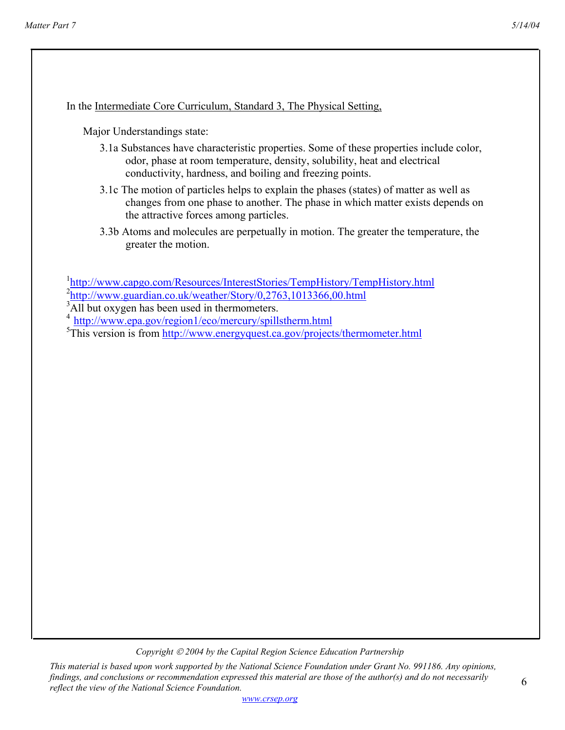In the Intermediate Core Curriculum, Standard 3, The Physical Setting,

Major Understandings state:

- 3.1a Substances have characteristic properties. Some of these properties include color, odor, phase at room temperature, density, solubility, heat and electrical conductivity, hardness, and boiling and freezing points.
- 3.1c The motion of particles helps to explain the phases (states) of matter as well as changes from one phase to another. The phase in which matter exists depends on the attractive forces among particles.
- 3.3b Atoms and molecules are perpetually in motion. The greater the temperature, the greater the motion.

[1] http://www.capgo.com/Resources/InterestStories/TempHistory/TempHistory.html
[2] http://www.guardian.co.uk/weather/Story/0,2763,1013366,00.html
[3] All but oxygen has been used in thermometers.
[4] http://www.epa.gov/region1/eco/mercury/spillstherm.html
[5] This version is from http://www.energyquest.ca.gov/projects/thermometer.html

*Copyright © 2004 by the Capital Region Science Education Partnership*

*This material is based upon work supported by the National Science Foundation under Grant No. 991186. Any opinions, findings, and conclusions or recommendation expressed this material are those of the author(s) and do not necessarily reflect the view of the National Science Foundation.*

www.crsep.org